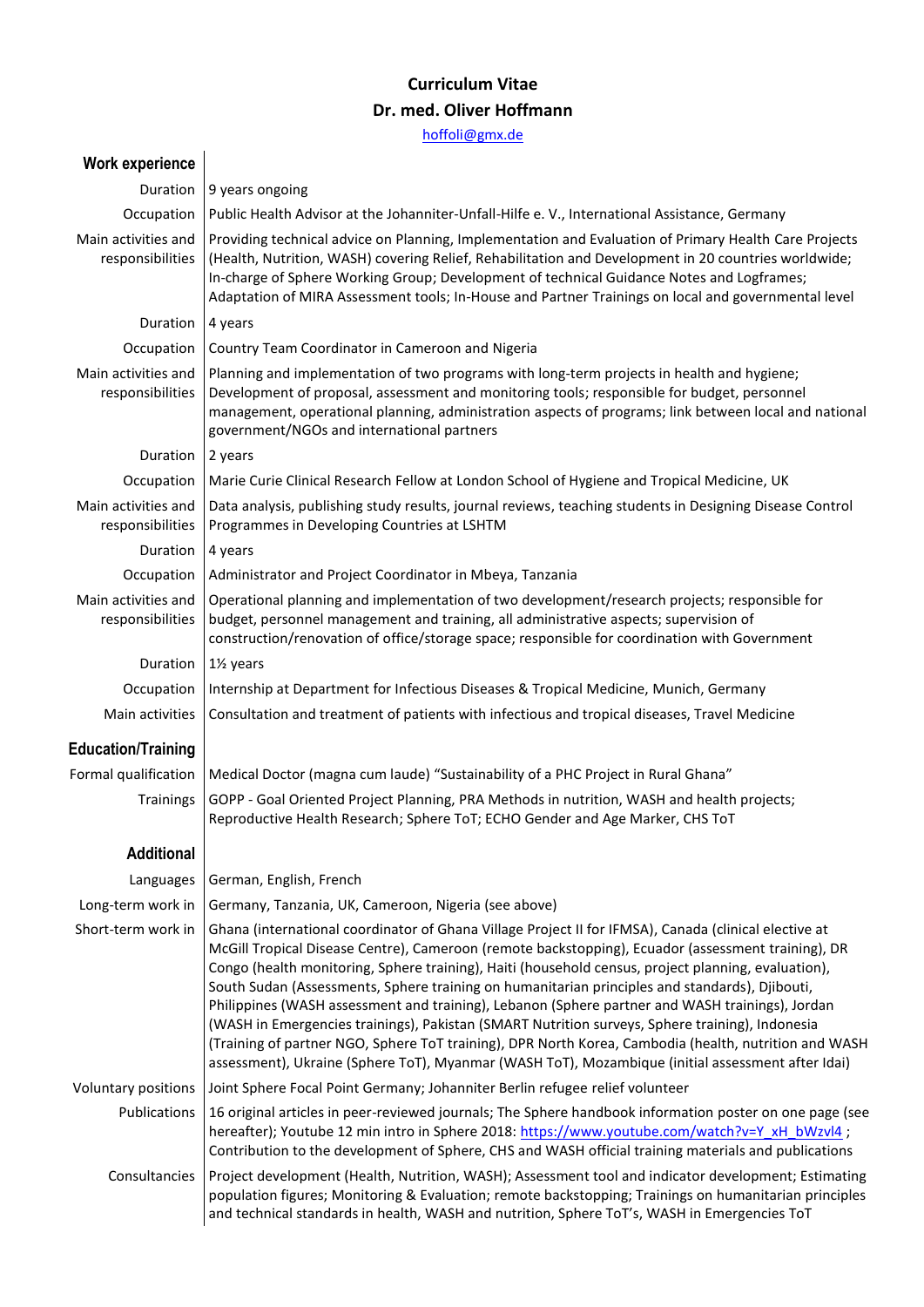# Curriculum Vitae

## Dr. med. Oliver Hoffmann

[hoffoli@gmx.de](mailto:hoffoli@gmx.de)

### Work experience

| | |
|---|---|
| Duration | 9 years ongoing |
| Occupation | Public Health Advisor at the Johanniter-Unfall-Hilfe e. V., International Assistance, Germany |
| Main activities and responsibilities | Providing technical advice on Planning, Implementation and Evaluation of Primary Health Care Projects (Health, Nutrition, WASH) covering Relief, Rehabilitation and Development in 20 countries worldwide; In-charge of Sphere Working Group; Development of technical Guidance Notes and Logframes; Adaptation of MIRA Assessment tools; In-House and Partner Trainings on local and governmental level |
| Duration | 4 years |
| Occupation | Country Team Coordinator in Cameroon and Nigeria |
| Main activities and responsibilities | Planning and implementation of two programs with long-term projects in health and hygiene; Development of proposal, assessment and monitoring tools; responsible for budget, personnel management, operational planning, administration aspects of programs; link between local and national government/NGOs and international partners |
| Duration | 2 years |
| Occupation | Marie Curie Clinical Research Fellow at London School of Hygiene and Tropical Medicine, UK |
| Main activities and responsibilities | Data analysis, publishing study results, journal reviews, teaching students in Designing Disease Control Programmes in Developing Countries at LSHTM |
| Duration | 4 years |
| Occupation | Administrator and Project Coordinator in Mbeya, Tanzania |
| Main activities and responsibilities | Operational planning and implementation of two development/research projects; responsible for budget, personnel management and training, all administrative aspects; supervision of construction/renovation of office/storage space; responsible for coordination with Government |
| Duration | 1½ years |
| Occupation | Internship at Department for Infectious Diseases & Tropical Medicine, Munich, Germany |
| Main activities | Consultation and treatment of patients with infectious and tropical diseases, Travel Medicine |

### Education/Training

| | |
|---|---|
| Formal qualification | Medical Doctor (magna cum laude) "Sustainability of a PHC Project in Rural Ghana" |
| Trainings | GOPP - Goal Oriented Project Planning, PRA Methods in nutrition, WASH and health projects; Reproductive Health Research; Sphere ToT; ECHO Gender and Age Marker, CHS ToT |

### Additional

| | |
|---|---|
| Languages | German, English, French |
| Long-term work in | Germany, Tanzania, UK, Cameroon, Nigeria (see above) |
| Short-term work in | Ghana (international coordinator of Ghana Village Project II for IFMSA), Canada (clinical elective at McGill Tropical Disease Centre), Cameroon (remote backstopping), Ecuador (assessment training), DR Congo (health monitoring, Sphere training), Haiti (household census, project planning, evaluation), South Sudan (Assessments, Sphere training on humanitarian principles and standards), Djibouti, Philippines (WASH assessment and training), Lebanon (Sphere partner and WASH trainings), Jordan (WASH in Emergencies trainings), Pakistan (SMART Nutrition surveys, Sphere training), Indonesia (Training of partner NGO, Sphere ToT training), DPR North Korea, Cambodia (health, nutrition and WASH assessment), Ukraine (Sphere ToT), Myanmar (WASH ToT), Mozambique (initial assessment after Idai) |
| Voluntary positions | Joint Sphere Focal Point Germany; Johanniter Berlin refugee relief volunteer |
| Publications | 16 original articles in peer-reviewed journals; The Sphere handbook information poster on one page (see hereafter); Youtube 12 min intro in Sphere 2018: [https://www.youtube.com/watch?v=Y_xH_bWzvl4](https://www.youtube.com/watch?v=Y_xH_bWzvl4) ; Contribution to the development of Sphere, CHS and WASH official training materials and publications |
| Consultancies | Project development (Health, Nutrition, WASH); Assessment tool and indicator development; Estimating population figures; Monitoring & Evaluation; remote backstopping; Trainings on humanitarian principles and technical standards in health, WASH and nutrition, Sphere ToT's, WASH in Emergencies ToT |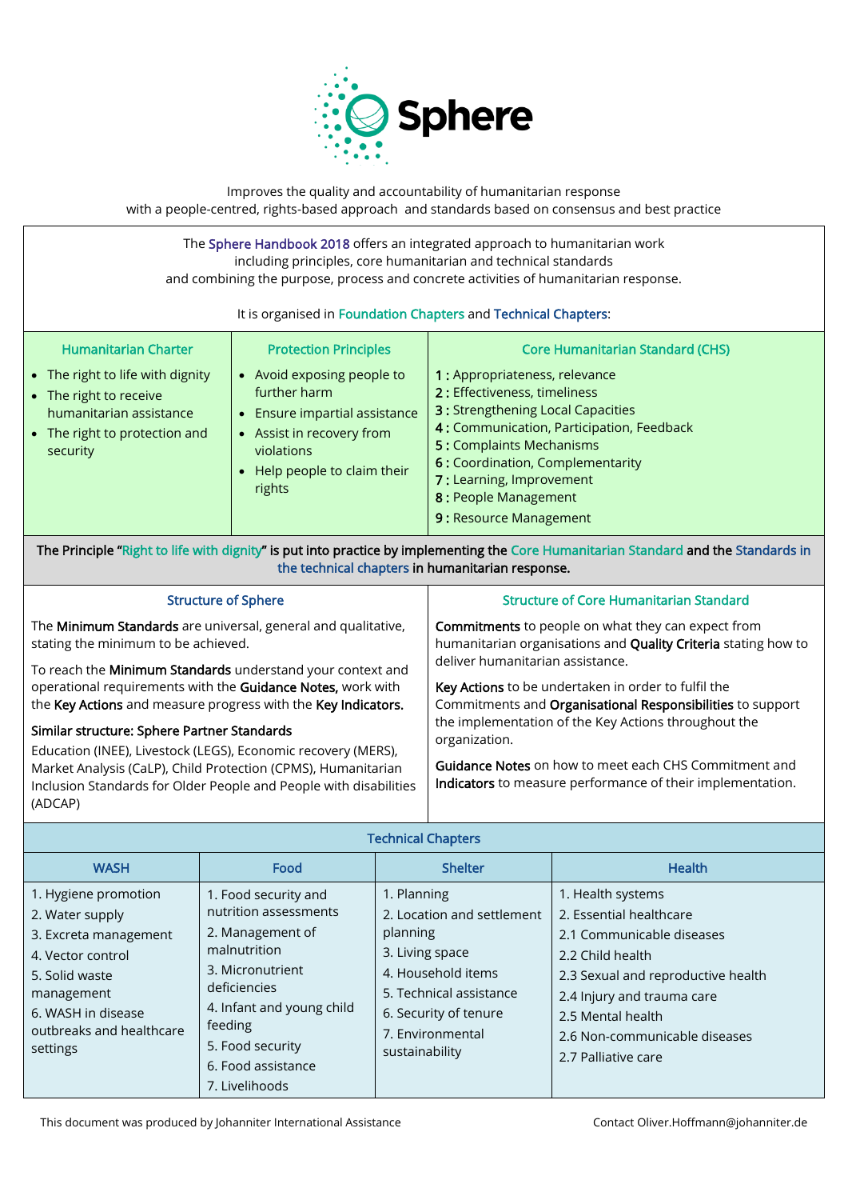# Sphere

Improves the quality and accountability of humanitarian response
with a people-centred, rights-based approach and standards based on consensus and best practice

The Sphere Handbook 2018 offers an integrated approach to humanitarian work
including principles, core humanitarian and technical standards
and combining the purpose, process and concrete activities of humanitarian response.

It is organised in Foundation Chapters and Technical Chapters:

| Humanitarian Charter | Protection Principles | Core Humanitarian Standard (CHS) |
|---|---|---|
| • The right to life with dignity<br>• The right to receive humanitarian assistance<br>• The right to protection and security | • Avoid exposing people to further harm<br>• Ensure impartial assistance<br>• Assist in recovery from violations<br>• Help people to claim their rights | **1 :** Appropriateness, relevance<br>**2 :** Effectiveness, timeliness<br>**3 :** Strengthening Local Capacities<br>**4 :** Communication, Participation, Feedback<br>**5 :** Complaints Mechanisms<br>**6 :** Coordination, Complementarity<br>**7 :** Learning, Improvement<br>**8 :** People Management<br>**9 :** Resource Management |

**The Principle "Right to life with dignity" is put into practice by implementing the Core Humanitarian Standard and the Standards in the technical chapters in humanitarian response.**

### Structure of Sphere

The **Minimum Standards** are universal, general and qualitative, stating the minimum to be achieved.

To reach the **Minimum Standards** understand your context and operational requirements with the **Guidance Notes**, work with the **Key Actions** and measure progress with the **Key Indicators.**

**Similar structure: Sphere Partner Standards**
Education (INEE), Livestock (LEGS), Economic recovery (MERS), Market Analysis (CaLP), Child Protection (CPMS), Humanitarian Inclusion Standards for Older People and People with disabilities (ADCAP)

### Structure of Core Humanitarian Standard

**Commitments** to people on what they can expect from humanitarian organisations and **Quality Criteria** stating how to deliver humanitarian assistance.

**Key Actions** to be undertaken in order to fulfil the Commitments and **Organisational Responsibilities** to support the implementation of the Key Actions throughout the organization.

**Guidance Notes** on how to meet each CHS Commitment and **Indicators** to measure performance of their implementation.

### Technical Chapters

| WASH | Food | Shelter | Health |
|---|---|---|---|
| 1. Hygiene promotion<br>2. Water supply<br>3. Excreta management<br>4. Vector control<br>5. Solid waste management<br>6. WASH in disease outbreaks and healthcare settings | 1. Food security and nutrition assessments<br>2. Management of malnutrition<br>3. Micronutrient deficiencies<br>4. Infant and young child feeding<br>5. Food security<br>6. Food assistance<br>7. Livelihoods | 1. Planning<br>2. Location and settlement planning<br>3. Living space<br>4. Household items<br>5. Technical assistance<br>6. Security of tenure<br>7. Environmental sustainability | 1. Health systems<br>2. Essential healthcare<br>2.1 Communicable diseases<br>2.2 Child health<br>2.3 Sexual and reproductive health<br>2.4 Injury and trauma care<br>2.5 Mental health<br>2.6 Non-communicable diseases<br>2.7 Palliative care |

This document was produced by Johanniter International Assistance

Contact Oliver.Hoffmann@johanniter.de